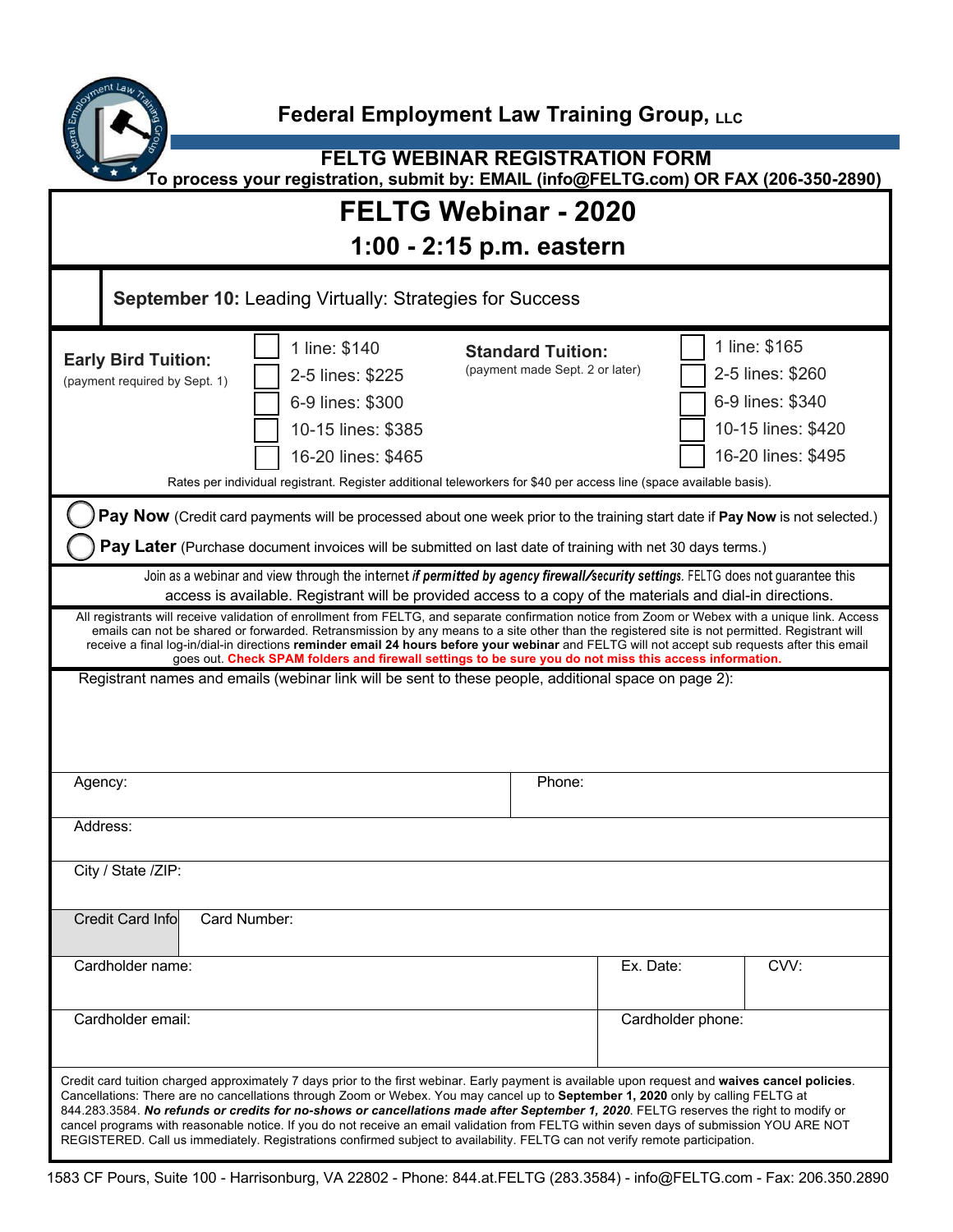# Federal Employment Law Training Group, LLC

## FELTG WEBINAR REGISTRATION FORM

**To process your registration, submit by: EMAIL (info@FELTG.com) OR FAX (206-350-2890)**

# FELTG Webinar - 2020

## 1:00 - 2:15 p.m. eastern

**September 10:** Leading Virtually: Strategies for Success

| **Early Bird Tuition:** (payment required by Sept. 1) | | **Standard Tuition:** (payment made Sept. 2 or later) | |
|---|---|---|---|
| ☐ | 1 line: $140 | ☐ | 1 line: $165 |
| ☐ | 2-5 lines: $225 | ☐ | 2-5 lines: $260 |
| ☐ | 6-9 lines: $300 | ☐ | 6-9 lines: $340 |
| ☐ | 10-15 lines: $385 | ☐ | 10-15 lines: $420 |
| ☐ | 16-20 lines: $465 | ☐ | 16-20 lines: $495 |

Rates per individual registrant. Register additional teleworkers for $40 per access line (space available basis).

◯ **Pay Now** (Credit card payments will be processed about one week prior to the training start date if **Pay Now** is not selected.)

◯ **Pay Later** (Purchase document invoices will be submitted on last date of training with net 30 days terms.)

Join as a webinar and view through the internet ***if permitted by agency firewall/security settings***. FELTG does not guarantee this access is available. Registrant will be provided access to a copy of the materials and dial-in directions.

All registrants will receive validation of enrollment from FELTG, and separate confirmation notice from Zoom or Webex with a unique link. Access emails can not be shared or forwarded. Retransmission by any means to a site other than the registered site is not permitted. Registrant will receive a final log-in/dial-in directions **reminder email 24 hours before your webinar** and FELTG will not accept sub requests after this email goes out. **Check SPAM folders and firewall settings to be sure you do not miss this access information.**

Registrant names and emails (webinar link will be sent to these people, additional space on page 2):

| Agency: | Phone: |
|---|---|
| Address: | |
| City / State /ZIP: | |

| Credit Card Info | Card Number: | |
|---|---|---|
| Cardholder name: | Ex. Date: | CVV: |
| Cardholder email: | Cardholder phone: | |

Credit card tuition charged approximately 7 days prior to the first webinar. Early payment is available upon request and **waives cancel policies**. Cancellations: There are no cancellations through Zoom or Webex. You may cancel up to **September 1, 2020** only by calling FELTG at 844.283.3584. ***No refunds or credits for no-shows or cancellations made after September 1, 2020***. FELTG reserves the right to modify or cancel programs with reasonable notice. If you do not receive an email validation from FELTG within seven days of submission YOU ARE NOT REGISTERED. Call us immediately. Registrations confirmed subject to availability. FELTG can not verify remote participation.

1583 CF Pours, Suite 100 - Harrisonburg, VA 22802 - Phone: 844.at.FELTG (283.3584) - info@FELTG.com - Fax: 206.350.2890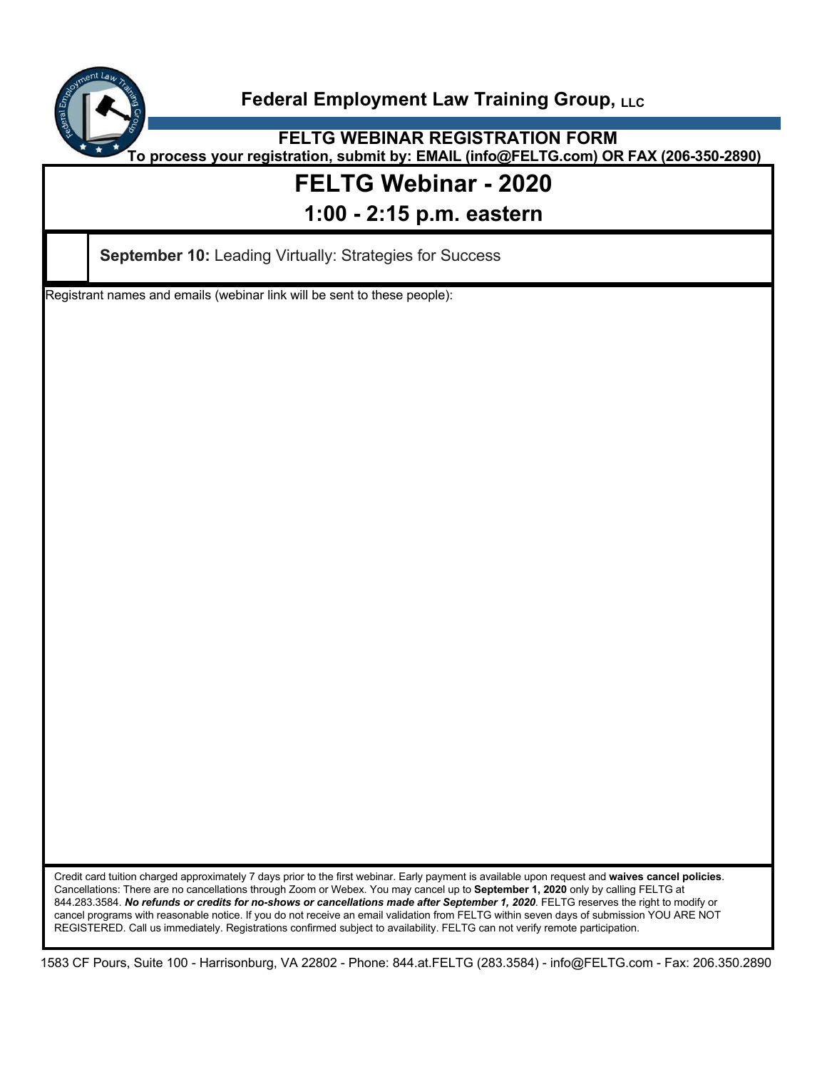**Federal Employment Law Training Group, LLC**

**FELTG WEBINAR REGISTRATION FORM**

**To process your registration, submit by: EMAIL (info@FELTG.com) OR FAX (206-350-2890)**

# FELTG Webinar - 2020

## 1:00 - 2:15 p.m. eastern

| | |
|---|---|
| | **September 10:** Leading Virtually: Strategies for Success |

Registrant names and emails (webinar link will be sent to these people):

Credit card tuition charged approximately 7 days prior to the first webinar. Early payment is available upon request and **waives cancel policies**. Cancellations: There are no cancellations through Zoom or Webex. You may cancel up to **September 1, 2020** only by calling FELTG at 844.283.3584. ***No refunds or credits for no-shows or cancellations made after September 1, 2020***. FELTG reserves the right to modify or cancel programs with reasonable notice. If you do not receive an email validation from FELTG within seven days of submission YOU ARE NOT REGISTERED. Call us immediately. Registrations confirmed subject to availability. FELTG can not verify remote participation.

1583 CF Pours, Suite 100 - Harrisonburg, VA 22802 - Phone: 844.at.FELTG (283.3584) - info@FELTG.com - Fax: 206.350.2890